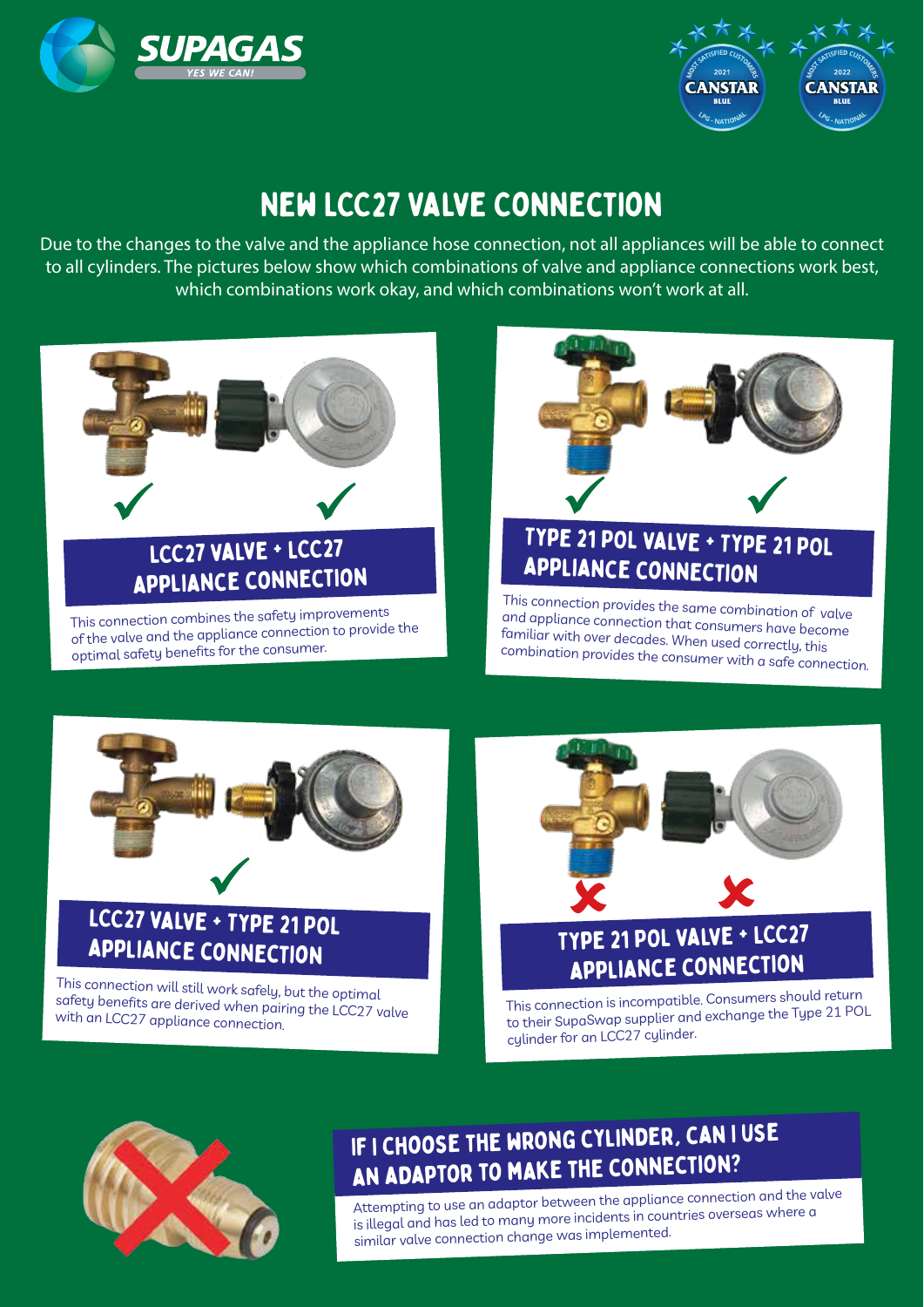SUPAGAS

YES WE CAN!

# NEW LCC27 VALVE CONNECTION

Due to the changes to the valve and the appliance hose connection, not all appliances will be able to connect to all cylinders. The pictures below show which combinations of valve and appliance connections work best, which combinations work okay, and which combinations won't work at all.

## LCC27 VALVE + LCC27 APPLIANCE CONNECTION

This connection combines the safety improvements of the valve and the appliance connection to provide the optimal safety benefits for the consumer.

## TYPE 21 POL VALVE + TYPE 21 POL APPLIANCE CONNECTION

This connection provides the same combination of valve and appliance connection that consumers have become familiar with over decades. When used correctly, this combination provides the consumer with a safe connection.

## LCC27 VALVE + TYPE 21 POL APPLIANCE CONNECTION

This connection will still work safely, but the optimal safety benefits are derived when pairing the LCC27 valve with an LCC27 appliance connection.

## TYPE 21 POL VALVE + LCC27 APPLIANCE CONNECTION

This connection is incompatible. Consumers should return to their SupaSwap supplier and exchange the Type 21 POL cylinder for an LCC27 cylinder.

## IF I CHOOSE THE WRONG CYLINDER, CAN I USE AN ADAPTOR TO MAKE THE CONNECTION?

Attempting to use an adaptor between the appliance connection and the valve is illegal and has led to many more incidents in countries overseas where a similar valve connection change was implemented.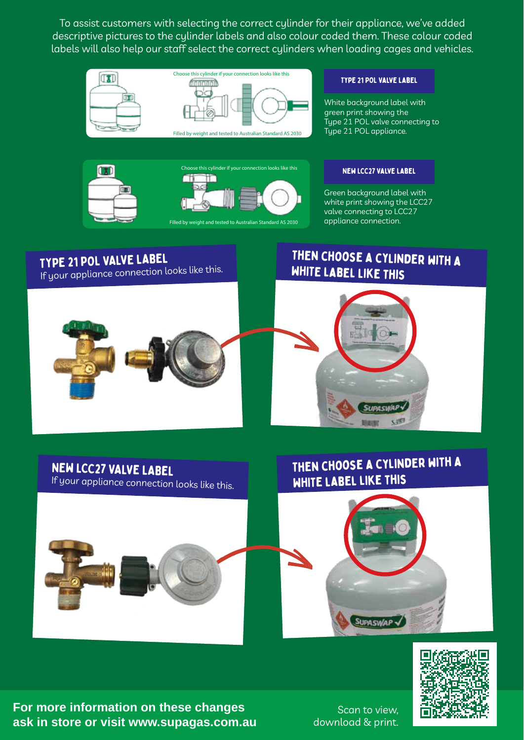To assist customers with selecting the correct cylinder for their appliance, we've added descriptive pictures to the cylinder labels and also colour coded them. These colour coded labels will also help our staff select the correct cylinders when loading cages and vehicles.

Choose this cylinder if your connection looks like this

Filled by weight and tested to Australian Standard AS 2030

### TYPE 21 POL VALVE LABEL

White background label with green print showing the Type 21 POL valve connecting to Type 21 POL appliance.

Choose this cylinder if your connection looks like this

Filled by weight and tested to Australian Standard AS 2030

### NEW LCC27 VALVE LABEL

Green background label with white print showing the LCC27 valve connecting to LCC27 appliance connection.

## TYPE 21 POL VALVE LABEL

If your appliance connection looks like this.

## THEN CHOOSE A CYLINDER WITH A WHITE LABEL LIKE THIS

## NEW LCC27 VALVE LABEL

If your appliance connection looks like this.

## THEN CHOOSE A CYLINDER WITH A WHITE LABEL LIKE THIS

**For more information on these changes ask in store or visit www.supagas.com.au**

Scan to view, download & print.